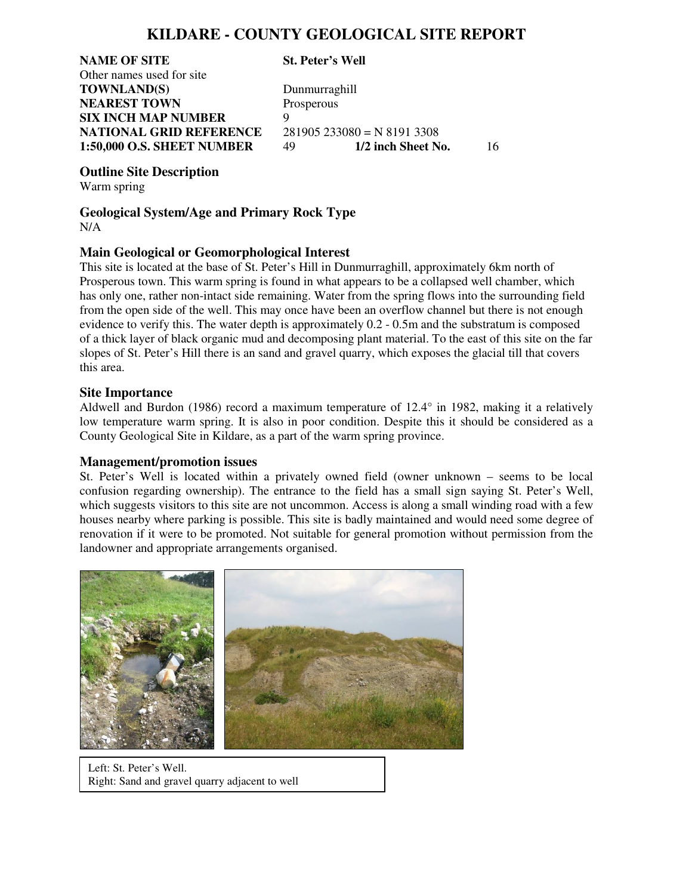# KILDARE - COUNTY GEOLOGICAL SITE REPORT

| | |
|---|---|
| **NAME OF SITE** | **St. Peter's Well** |
| Other names used for site | |
| **TOWNLAND(S)** | Dunmurraghill |
| **NEAREST TOWN** | Prosperous |
| **SIX INCH MAP NUMBER** | 9 |
| **NATIONAL GRID REFERENCE** | 281905 233080 = N 8191 3308 |
| **1:50,000 O.S. SHEET NUMBER** | 49 **1/2 inch Sheet No.** 16 |

## Outline Site Description

Warm spring

## Geological System/Age and Primary Rock Type

N/A

## Main Geological or Geomorphological Interest

This site is located at the base of St. Peter's Hill in Dunmurraghill, approximately 6km north of Prosperous town. This warm spring is found in what appears to be a collapsed well chamber, which has only one, rather non-intact side remaining. Water from the spring flows into the surrounding field from the open side of the well. This may once have been an overflow channel but there is not enough evidence to verify this. The water depth is approximately 0.2 - 0.5m and the substratum is composed of a thick layer of black organic mud and decomposing plant material. To the east of this site on the far slopes of St. Peter's Hill there is an sand and gravel quarry, which exposes the glacial till that covers this area.

## Site Importance

Aldwell and Burdon (1986) record a maximum temperature of 12.4° in 1982, making it a relatively low temperature warm spring. It is also in poor condition. Despite this it should be considered as a County Geological Site in Kildare, as a part of the warm spring province.

## Management/promotion issues

St. Peter's Well is located within a privately owned field (owner unknown – seems to be local confusion regarding ownership). The entrance to the field has a small sign saying St. Peter's Well, which suggests visitors to this site are not uncommon. Access is along a small winding road with a few houses nearby where parking is possible. This site is badly maintained and would need some degree of renovation if it were to be promoted. Not suitable for general promotion without permission from the landowner and appropriate arrangements organised.

Left: St. Peter's Well.
Right: Sand and gravel quarry adjacent to well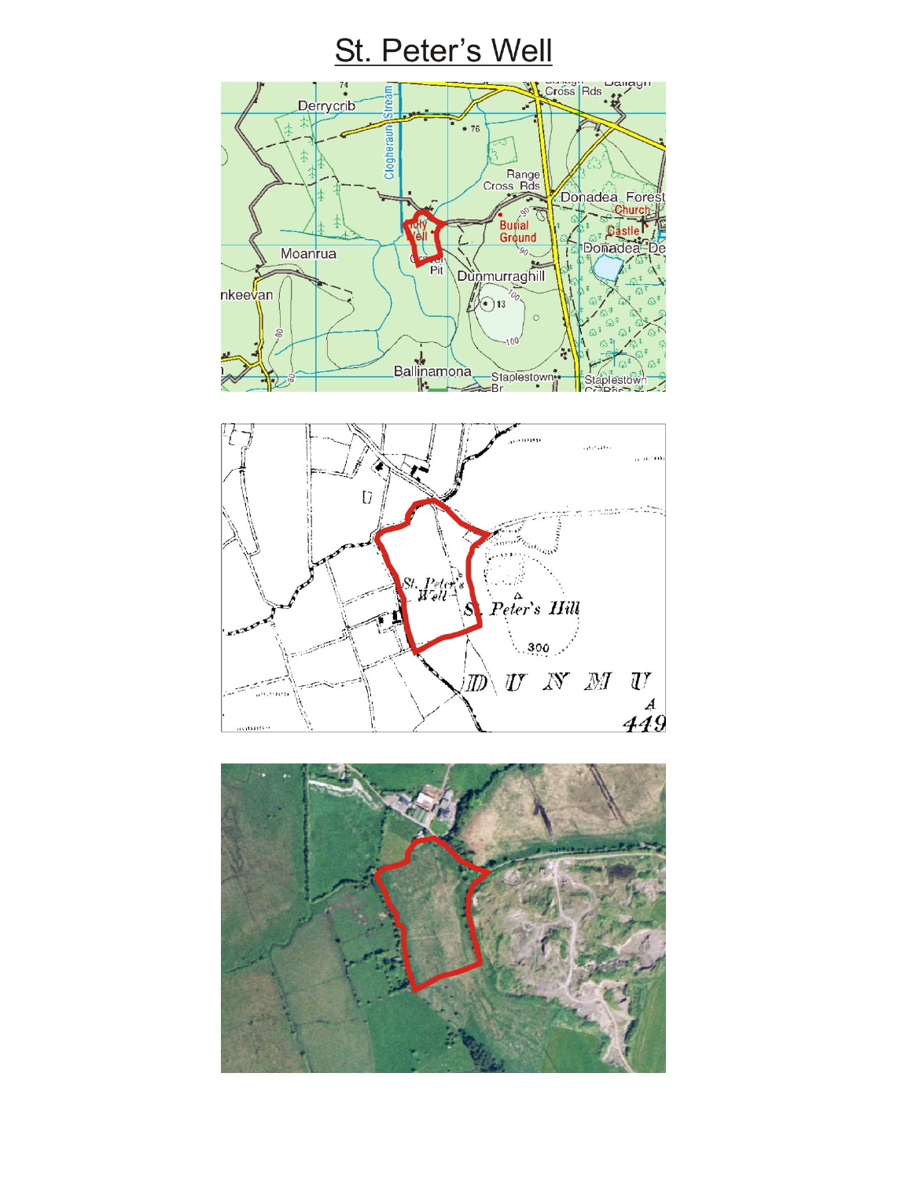# St. Peter's Well

Derrycrib

Clogheraun Stream

74

76

Ballagh Cross Rds

Range Cross Rds

Donadea Forest

Church

Castle

Donadea Demesne

Holy Well

Burial Ground

Gravel Pit

Moanrua

Dunmurraghill

Inkeevan

Ballinamona

Staplestown Br

Staplestown Cross Rds

90

100

13

80

St. Peter's Well

St. Peter's Hill

300

DUNMU

449